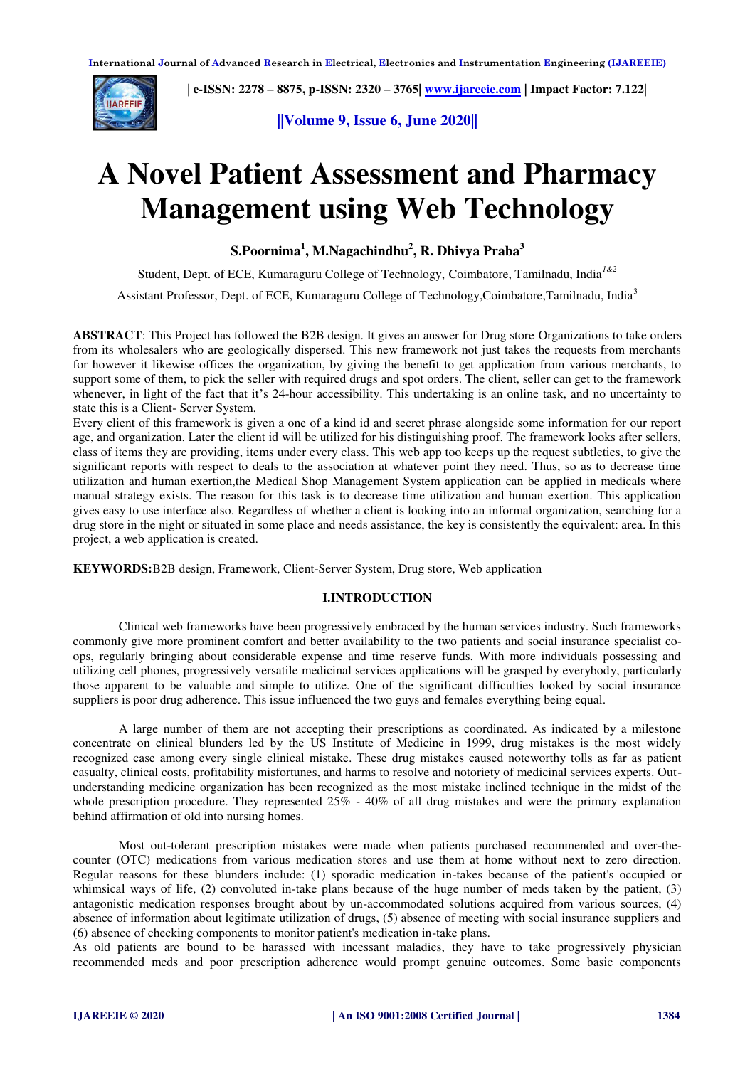# A Novel Patient Assessment and Pharmacy Management using Web Technology

**S.Poornima[1], M.Nagachindhu[2], R. Dhivya Praba[3]**

Student, Dept. of ECE, Kumaraguru College of Technology, Coimbatore, Tamilnadu, India[1&2]

Assistant Professor, Dept. of ECE, Kumaraguru College of Technology,Coimbatore,Tamilnadu, India[3]

**ABSTRACT**: This Project has followed the B2B design. It gives an answer for Drug store Organizations to take orders from its wholesalers who are geologically dispersed. This new framework not just takes the requests from merchants for however it likewise offices the organization, by giving the benefit to get application from various merchants, to support some of them, to pick the seller with required drugs and spot orders. The client, seller can get to the framework whenever, in light of the fact that it's 24-hour accessibility. This undertaking is an online task, and no uncertainty to state this is a Client- Server System.

Every client of this framework is given a one of a kind id and secret phrase alongside some information for our report age, and organization. Later the client id will be utilized for his distinguishing proof. The framework looks after sellers, class of items they are providing, items under every class. This web app too keeps up the request subtleties, to give the significant reports with respect to deals to the association at whatever point they need. Thus, so as to decrease time utilization and human exertion,the Medical Shop Management System application can be applied in medicals where manual strategy exists. The reason for this task is to decrease time utilization and human exertion. This application gives easy to use interface also. Regardless of whether a client is looking into an informal organization, searching for a drug store in the night or situated in some place and needs assistance, the key is consistently the equivalent: area. In this project, a web application is created.

**KEYWORDS:**B2B design, Framework, Client-Server System, Drug store, Web application

## I.INTRODUCTION

Clinical web frameworks have been progressively embraced by the human services industry. Such frameworks commonly give more prominent comfort and better availability to the two patients and social insurance specialist co-ops, regularly bringing about considerable expense and time reserve funds. With more individuals possessing and utilizing cell phones, progressively versatile medicinal services applications will be grasped by everybody, particularly those apparent to be valuable and simple to utilize. One of the significant difficulties looked by social insurance suppliers is poor drug adherence. This issue influenced the two guys and females everything being equal.

A large number of them are not accepting their prescriptions as coordinated. As indicated by a milestone concentrate on clinical blunders led by the US Institute of Medicine in 1999, drug mistakes is the most widely recognized case among every single clinical mistake. These drug mistakes caused noteworthy tolls as far as patient casualty, clinical costs, profitability misfortunes, and harms to resolve and notoriety of medicinal services experts. Out-understanding medicine organization has been recognized as the most mistake inclined technique in the midst of the whole prescription procedure. They represented 25% - 40% of all drug mistakes and were the primary explanation behind affirmation of old into nursing homes.

Most out-tolerant prescription mistakes were made when patients purchased recommended and over-the-counter (OTC) medications from various medication stores and use them at home without next to zero direction. Regular reasons for these blunders include: (1) sporadic medication in-takes because of the patient's occupied or whimsical ways of life, (2) convoluted in-take plans because of the huge number of meds taken by the patient, (3) antagonistic medication responses brought about by un-accommodated solutions acquired from various sources, (4) absence of information about legitimate utilization of drugs, (5) absence of meeting with social insurance suppliers and (6) absence of checking components to monitor patient's medication in-take plans.

As old patients are bound to be harassed with incessant maladies, they have to take progressively physician recommended meds and poor prescription adherence would prompt genuine outcomes. Some basic components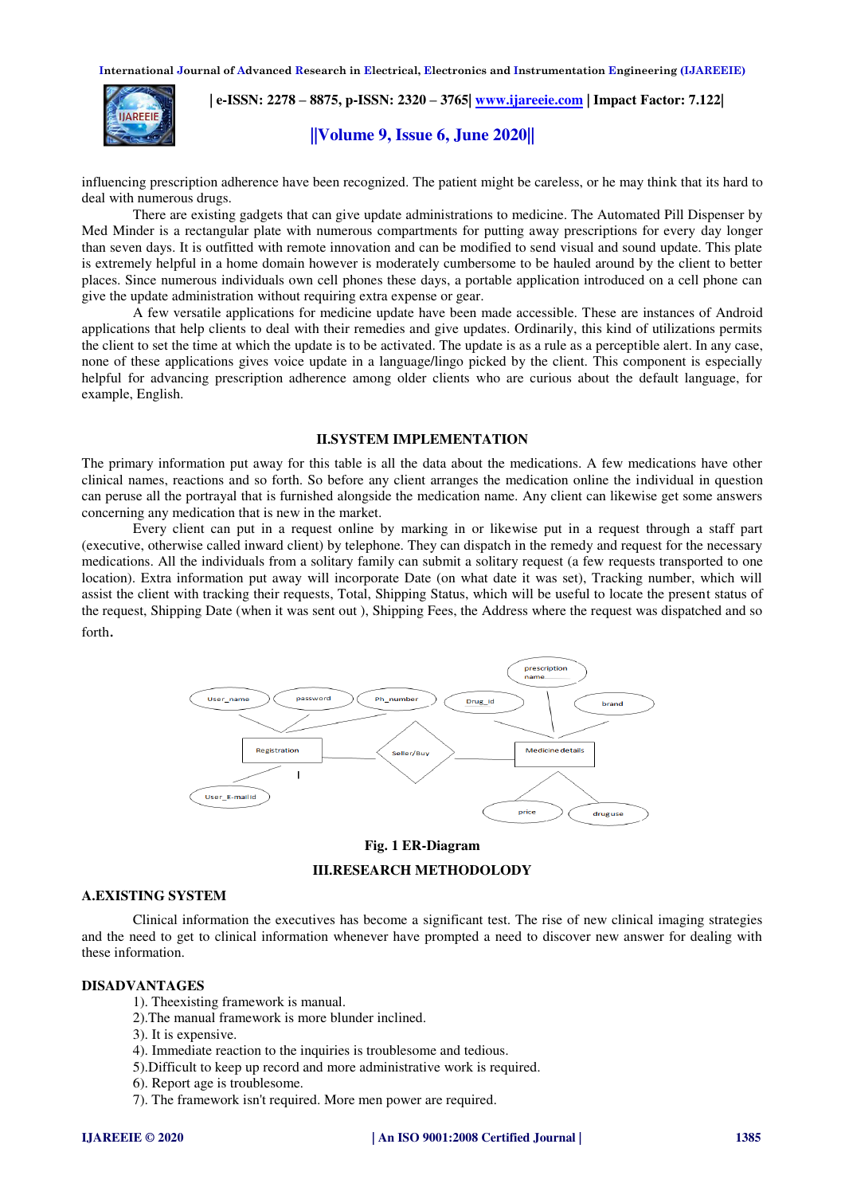influencing prescription adherence have been recognized. The patient might be careless, or he may think that its hard to deal with numerous drugs.

There are existing gadgets that can give update administrations to medicine. The Automated Pill Dispenser by Med Minder is a rectangular plate with numerous compartments for putting away prescriptions for every day longer than seven days. It is outfitted with remote innovation and can be modified to send visual and sound update. This plate is extremely helpful in a home domain however is moderately cumbersome to be hauled around by the client to better places. Since numerous individuals own cell phones these days, a portable application introduced on a cell phone can give the update administration without requiring extra expense or gear.

A few versatile applications for medicine update have been made accessible. These are instances of Android applications that help clients to deal with their remedies and give updates. Ordinarily, this kind of utilizations permits the client to set the time at which the update is to be activated. The update is as a rule as a perceptible alert. In any case, none of these applications gives voice update in a language/lingo picked by the client. This component is especially helpful for advancing prescription adherence among older clients who are curious about the default language, for example, English.

## II.SYSTEM IMPLEMENTATION

The primary information put away for this table is all the data about the medications. A few medications have other clinical names, reactions and so forth. So before any client arranges the medication online the individual in question can peruse all the portrayal that is furnished alongside the medication name. Any client can likewise get some answers concerning any medication that is new in the market.

Every client can put in a request online by marking in or likewise put in a request through a staff part (executive, otherwise called inward client) by telephone. They can dispatch in the remedy and request for the necessary medications. All the individuals from a solitary family can submit a solitary request (a few requests transported to one location). Extra information put away will incorporate Date (on what date it was set), Tracking number, which will assist the client with tracking their requests, Total, Shipping Status, which will be useful to locate the present status of the request, Shipping Date (when it was sent out ), Shipping Fees, the Address where the request was dispatched and so forth.

User_name, password, Ph_number, Registration, User_E-mail id, Seller/Buy, Drug_id, prescription name, brand, Medicine details, price, drug use

**Fig. 1 ER-Diagram**

## III.RESEARCH METHODOLODY

### A.EXISTING SYSTEM

Clinical information the executives has become a significant test. The rise of new clinical imaging strategies and the need to get to clinical information whenever have prompted a need to discover new answer for dealing with these information.

### DISADVANTAGES

1). Theexisting framework is manual.  
2).The manual framework is more blunder inclined.  
3). It is expensive.  
4). Immediate reaction to the inquiries is troublesome and tedious.  
5).Difficult to keep up record and more administrative work is required.  
6). Report age is troublesome.  
7). The framework isn't required. More men power are required.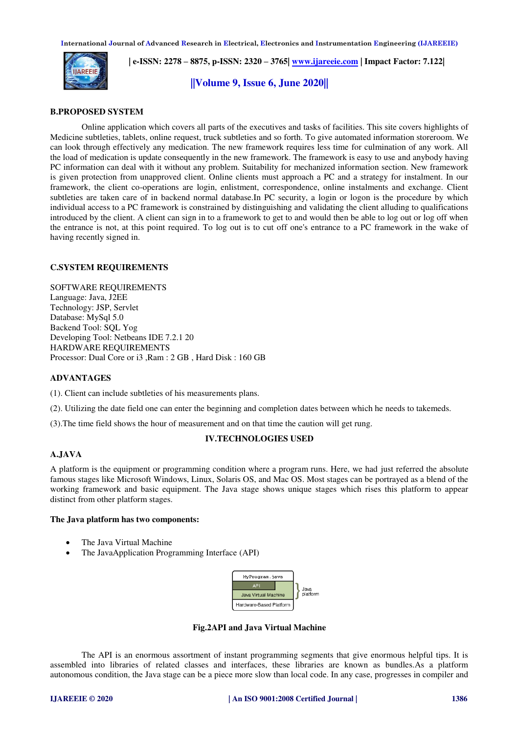### B.PROPOSED SYSTEM

Online application which covers all parts of the executives and tasks of facilities. This site covers highlights of Medicine subtleties, tablets, online request, truck subtleties and so forth. To give automated information storeroom. We can look through effectively any medication. The new framework requires less time for culmination of any work. All the load of medication is update consequently in the new framework. The framework is easy to use and anybody having PC information can deal with it without any problem. Suitability for mechanized information section. New framework is given protection from unapproved client. Online clients must approach a PC and a strategy for instalment. In our framework, the client co-operations are login, enlistment, correspondence, online instalments and exchange. Client subtleties are taken care of in backend normal database.In PC security, a login or logon is the procedure by which individual access to a PC framework is constrained by distinguishing and validating the client alluding to qualifications introduced by the client. A client can sign in to a framework to get to and would then be able to log out or log off when the entrance is not, at this point required. To log out is to cut off one's entrance to a PC framework in the wake of having recently signed in.

### C.SYSTEM REQUIREMENTS

SOFTWARE REQUIREMENTS
Language: Java, J2EE
Technology: JSP, Servlet
Database: MySql 5.0
Backend Tool: SQL Yog
Developing Tool: Netbeans IDE 7.2.1 20
HARDWARE REQUIREMENTS
Processor: Dual Core or i3 ,Ram : 2 GB , Hard Disk : 160 GB

### ADVANTAGES

(1). Client can include subtleties of his measurements plans.

(2). Utilizing the date field one can enter the beginning and completion dates between which he needs to takemeds.

(3).The time field shows the hour of measurement and on that time the caution will get rung.

## IV.TECHNOLOGIES USED

### A.JAVA

A platform is the equipment or programming condition where a program runs. Here, we had just referred the absolute famous stages like Microsoft Windows, Linux, Solaris OS, and Mac OS. Most stages can be portrayed as a blend of the working framework and basic equipment. The Java stage shows unique stages which rises this platform to appear distinct from other platform stages.

**The Java platform has two components:**

- The Java Virtual Machine
- The JavaApplication Programming Interface (API)

Fig.2API and Java Virtual Machine

The API is an enormous assortment of instant programming segments that give enormous helpful tips. It is assembled into libraries of related classes and interfaces, these libraries are known as bundles.As a platform autonomous condition, the Java stage can be a piece more slow than local code. In any case, progresses in compiler and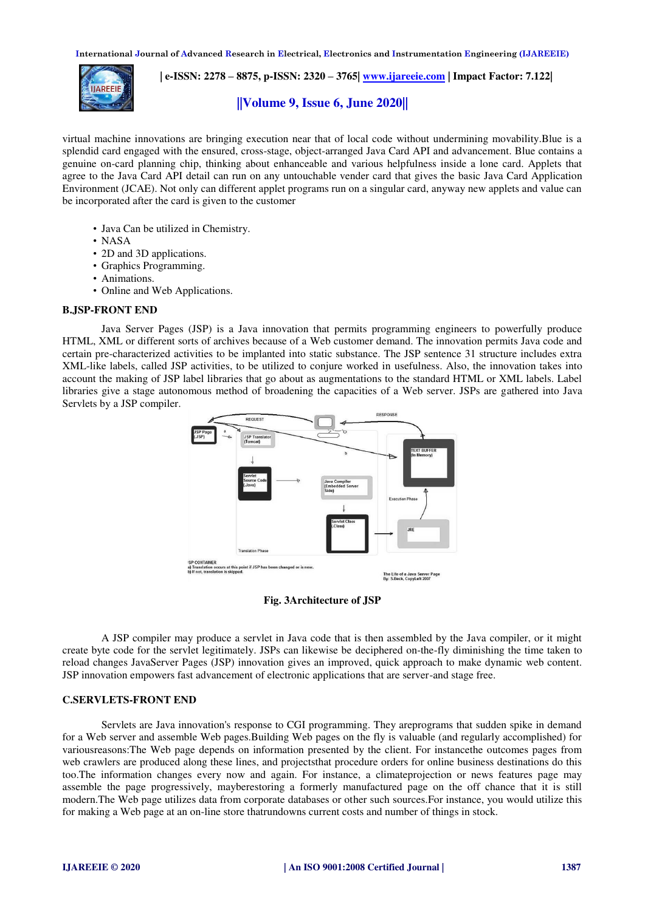virtual machine innovations are bringing execution near that of local code without undermining movability.Blue is a splendid card engaged with the ensured, cross-stage, object-arranged Java Card API and advancement. Blue contains a genuine on-card planning chip, thinking about enhanceable and various helpfulness inside a lone card. Applets that agree to the Java Card API detail can run on any untouchable vender card that gives the basic Java Card Application Environment (JCAE). Not only can different applet programs run on a singular card, anyway new applets and value can be incorporated after the card is given to the customer

- Java Can be utilized in Chemistry.
- NASA
- 2D and 3D applications.
- Graphics Programming.
- Animations.
- Online and Web Applications.

**B.JSP-FRONT END**

Java Server Pages (JSP) is a Java innovation that permits programming engineers to powerfully produce HTML, XML or different sorts of archives because of a Web customer demand. The innovation permits Java code and certain pre-characterized activities to be implanted into static substance. The JSP sentence 31 structure includes extra XML-like labels, called JSP activities, to be utilized to conjure worked in usefulness. Also, the innovation takes into account the making of JSP label libraries that go about as augmentations to the standard HTML or XML labels. Label libraries give a stage autonomous method of broadening the capacities of a Web server. JSPs are gathered into Java Servlets by a JSP compiler.

**Fig. 3Architecture of JSP**

A JSP compiler may produce a servlet in Java code that is then assembled by the Java compiler, or it might create byte code for the servlet legitimately. JSPs can likewise be deciphered on-the-fly diminishing the time taken to reload changes JavaServer Pages (JSP) innovation gives an improved, quick approach to make dynamic web content. JSP innovation empowers fast advancement of electronic applications that are server-and stage free.

**C.SERVLETS-FRONT END**

Servlets are Java innovation's response to CGI programming. They areprograms that sudden spike in demand for a Web server and assemble Web pages.Building Web pages on the fly is valuable (and regularly accomplished) for variousreasons:The Web page depends on information presented by the client. For instancethe outcomes pages from web crawlers are produced along these lines, and projectsthat procedure orders for online business destinations do this too.The information changes every now and again. For instance, a climateprojection or news features page may assemble the page progressively, mayberestoring a formerly manufactured page on the off chance that it is still modern.The Web page utilizes data from corporate databases or other such sources.For instance, you would utilize this for making a Web page at an on-line store thatrundowns current costs and number of things in stock.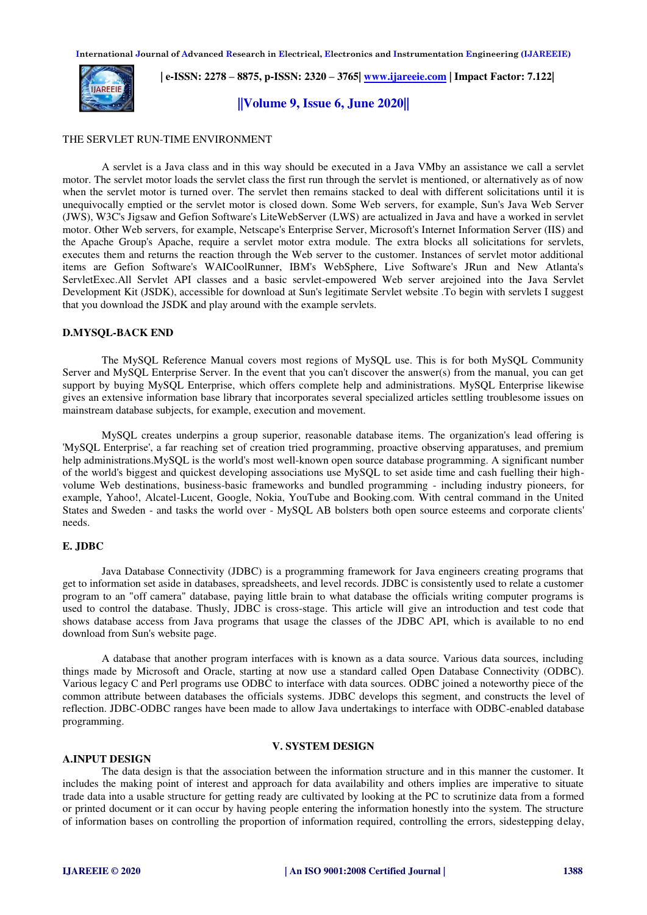THE SERVLET RUN-TIME ENVIRONMENT

A servlet is a Java class and in this way should be executed in a Java VMby an assistance we call a servlet motor. The servlet motor loads the servlet class the first run through the servlet is mentioned, or alternatively as of now when the servlet motor is turned over. The servlet then remains stacked to deal with different solicitations until it is unequivocally emptied or the servlet motor is closed down. Some Web servers, for example, Sun's Java Web Server (JWS), W3C's Jigsaw and Gefion Software's LiteWebServer (LWS) are actualized in Java and have a worked in servlet motor. Other Web servers, for example, Netscape's Enterprise Server, Microsoft's Internet Information Server (IIS) and the Apache Group's Apache, require a servlet motor extra module. The extra blocks all solicitations for servlets, executes them and returns the reaction through the Web server to the customer. Instances of servlet motor additional items are Gefion Software's WAICoolRunner, IBM's WebSphere, Live Software's JRun and New Atlanta's ServletExec.All Servlet API classes and a basic servlet-empowered Web server arejoined into the Java Servlet Development Kit (JSDK), accessible for download at Sun's legitimate Servlet website .To begin with servlets I suggest that you download the JSDK and play around with the example servlets.

### D.MYSQL-BACK END

The MySQL Reference Manual covers most regions of MySQL use. This is for both MySQL Community Server and MySQL Enterprise Server. In the event that you can't discover the answer(s) from the manual, you can get support by buying MySQL Enterprise, which offers complete help and administrations. MySQL Enterprise likewise gives an extensive information base library that incorporates several specialized articles settling troublesome issues on mainstream database subjects, for example, execution and movement.

MySQL creates underpins a group superior, reasonable database items. The organization's lead offering is 'MySQL Enterprise', a far reaching set of creation tried programming, proactive observing apparatuses, and premium help administrations.MySQL is the world's most well-known open source database programming. A significant number of the world's biggest and quickest developing associations use MySQL to set aside time and cash fuelling their high-volume Web destinations, business-basic frameworks and bundled programming - including industry pioneers, for example, Yahoo!, Alcatel-Lucent, Google, Nokia, YouTube and Booking.com. With central command in the United States and Sweden - and tasks the world over - MySQL AB bolsters both open source esteems and corporate clients' needs.

### E. JDBC

Java Database Connectivity (JDBC) is a programming framework for Java engineers creating programs that get to information set aside in databases, spreadsheets, and level records. JDBC is consistently used to relate a customer program to an "off camera" database, paying little brain to what database the officials writing computer programs is used to control the database. Thusly, JDBC is cross-stage. This article will give an introduction and test code that shows database access from Java programs that usage the classes of the JDBC API, which is available to no end download from Sun's website page.

A database that another program interfaces with is known as a data source. Various data sources, including things made by Microsoft and Oracle, starting at now use a standard called Open Database Connectivity (ODBC). Various legacy C and Perl programs use ODBC to interface with data sources. ODBC joined a noteworthy piece of the common attribute between databases the officials systems. JDBC develops this segment, and constructs the level of reflection. JDBC-ODBC ranges have been made to allow Java undertakings to interface with ODBC-enabled database programming.

## V. SYSTEM DESIGN

### A.INPUT DESIGN

The data design is that the association between the information structure and in this manner the customer. It includes the making point of interest and approach for data availability and others implies are imperative to situate trade data into a usable structure for getting ready are cultivated by looking at the PC to scrutinize data from a formed or printed document or it can occur by having people entering the information honestly into the system. The structure of information bases on controlling the proportion of information required, controlling the errors, sidestepping delay,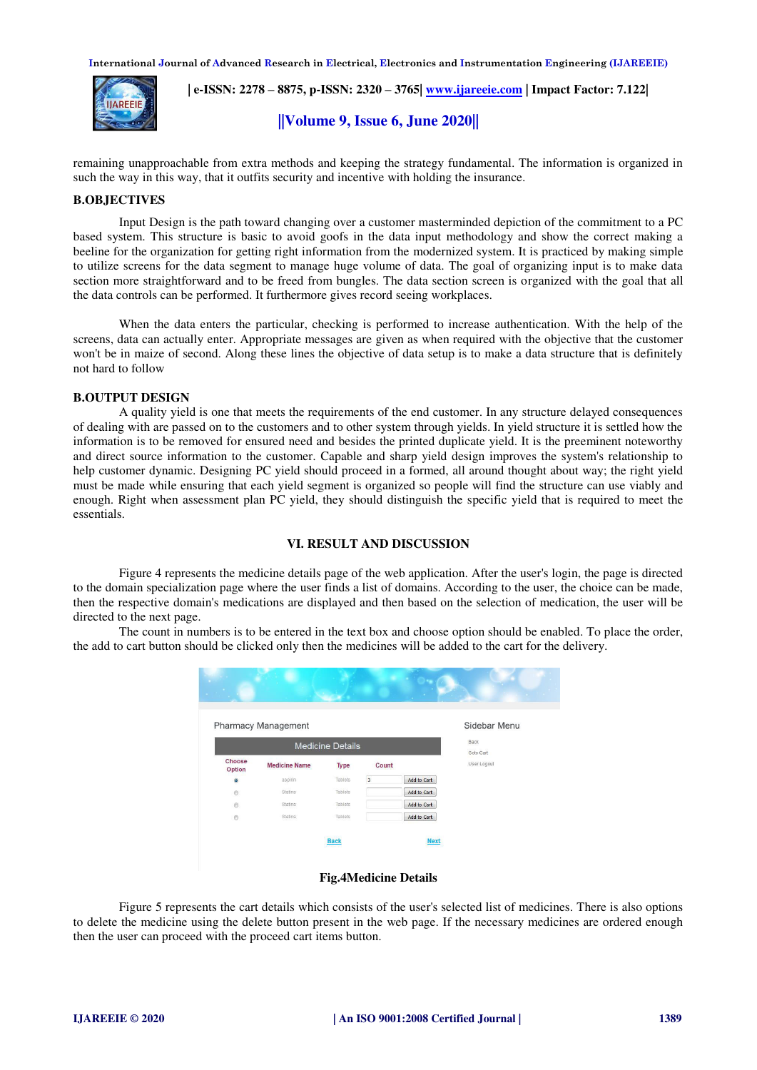remaining unapproachable from extra methods and keeping the strategy fundamental. The information is organized in such the way in this way, that it outfits security and incentive with holding the insurance.

**B.OBJECTIVES**

Input Design is the path toward changing over a customer masterminded depiction of the commitment to a PC based system. This structure is basic to avoid goofs in the data input methodology and show the correct making a beeline for the organization for getting right information from the modernized system. It is practiced by making simple to utilize screens for the data segment to manage huge volume of data. The goal of organizing input is to make data section more straightforward and to be freed from bungles. The data section screen is organized with the goal that all the data controls can be performed. It furthermore gives record seeing workplaces.

When the data enters the particular, checking is performed to increase authentication. With the help of the screens, data can actually enter. Appropriate messages are given as when required with the objective that the customer won't be in maize of second. Along these lines the objective of data setup is to make a data structure that is definitely not hard to follow

**B.OUTPUT DESIGN**

A quality yield is one that meets the requirements of the end customer. In any structure delayed consequences of dealing with are passed on to the customers and to other system through yields. In yield structure it is settled how the information is to be removed for ensured need and besides the printed duplicate yield. It is the preeminent noteworthy and direct source information to the customer. Capable and sharp yield design improves the system's relationship to help customer dynamic. Designing PC yield should proceed in a formed, all around thought about way; the right yield must be made while ensuring that each yield segment is organized so people will find the structure can use viably and enough. Right when assessment plan PC yield, they should distinguish the specific yield that is required to meet the essentials.

## VI. RESULT AND DISCUSSION

Figure 4 represents the medicine details page of the web application. After the user's login, the page is directed to the domain specialization page where the user finds a list of domains. According to the user, the choice can be made, then the respective domain's medications are displayed and then based on the selection of medication, the user will be directed to the next page.

The count in numbers is to be entered in the text box and choose option should be enabled. To place the order, the add to cart button should be clicked only then the medicines will be added to the cart for the delivery.

**Fig.4Medicine Details**

Figure 5 represents the cart details which consists of the user's selected list of medicines. There is also options to delete the medicine using the delete button present in the web page. If the necessary medicines are ordered enough then the user can proceed with the proceed cart items button.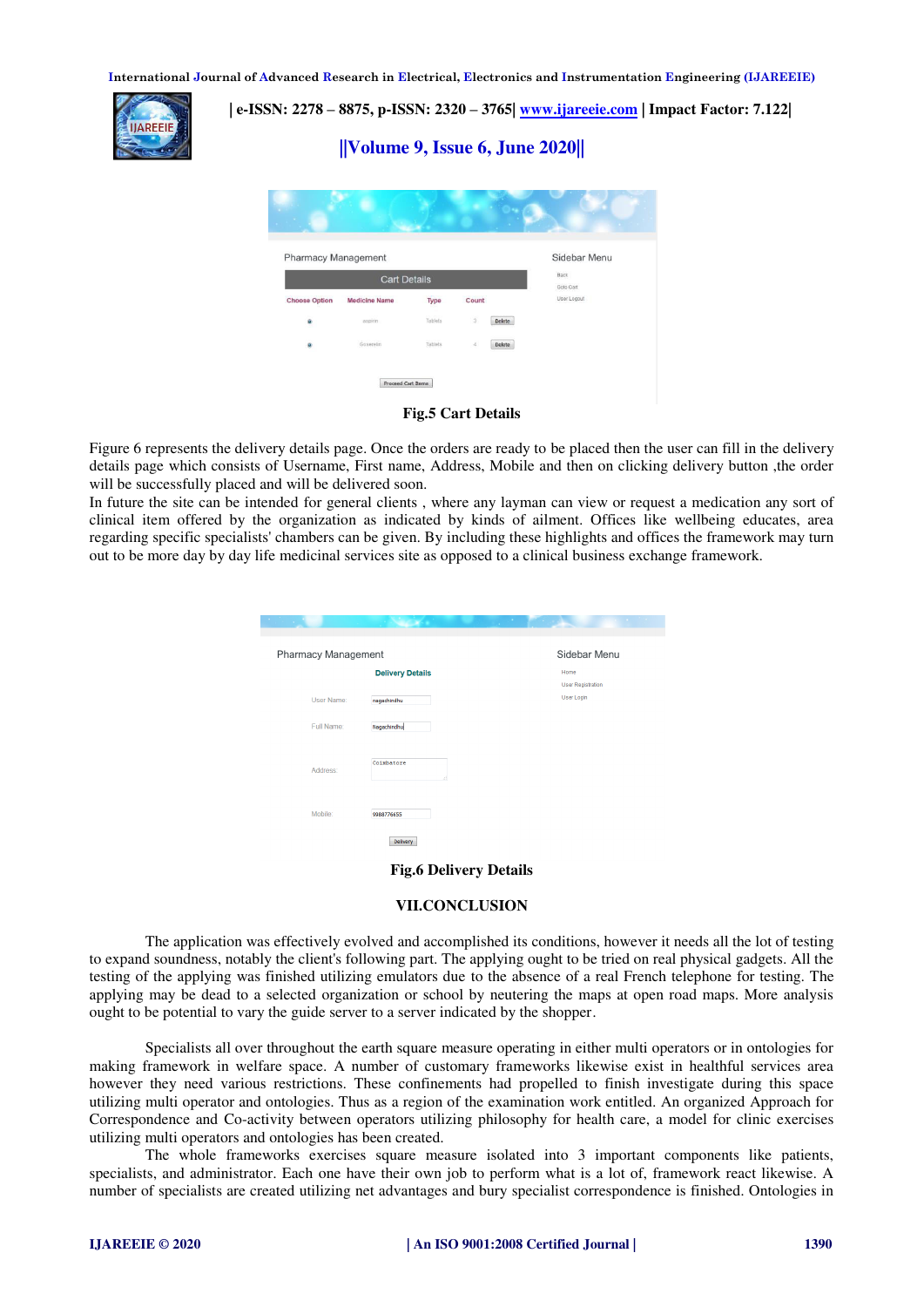**Fig.5 Cart Details**

Figure 6 represents the delivery details page. Once the orders are ready to be placed then the user can fill in the delivery details page which consists of Username, First name, Address, Mobile and then on clicking delivery button ,the order will be successfully placed and will be delivered soon.
In future the site can be intended for general clients , where any layman can view or request a medication any sort of clinical item offered by the organization as indicated by kinds of ailment. Offices like wellbeing educates, area regarding specific specialists' chambers can be given. By including these highlights and offices the framework may turn out to be more day by day life medicinal services site as opposed to a clinical business exchange framework.

**Fig.6 Delivery Details**

## VII.CONCLUSION

The application was effectively evolved and accomplished its conditions, however it needs all the lot of testing to expand soundness, notably the client's following part. The applying ought to be tried on real physical gadgets. All the testing of the applying was finished utilizing emulators due to the absence of a real French telephone for testing. The applying may be dead to a selected organization or school by neutering the maps at open road maps. More analysis ought to be potential to vary the guide server to a server indicated by the shopper.

Specialists all over throughout the earth square measure operating in either multi operators or in ontologies for making framework in welfare space. A number of customary frameworks likewise exist in healthful services area however they need various restrictions. These confinements had propelled to finish investigate during this space utilizing multi operator and ontologies. Thus as a region of the examination work entitled. An organized Approach for Correspondence and Co-activity between operators utilizing philosophy for health care, a model for clinic exercises utilizing multi operators and ontologies has been created.
The whole frameworks exercises square measure isolated into 3 important components like patients, specialists, and administrator. Each one have their own job to perform what is a lot of, framework react likewise. A number of specialists are created utilizing net advantages and bury specialist correspondence is finished. Ontologies in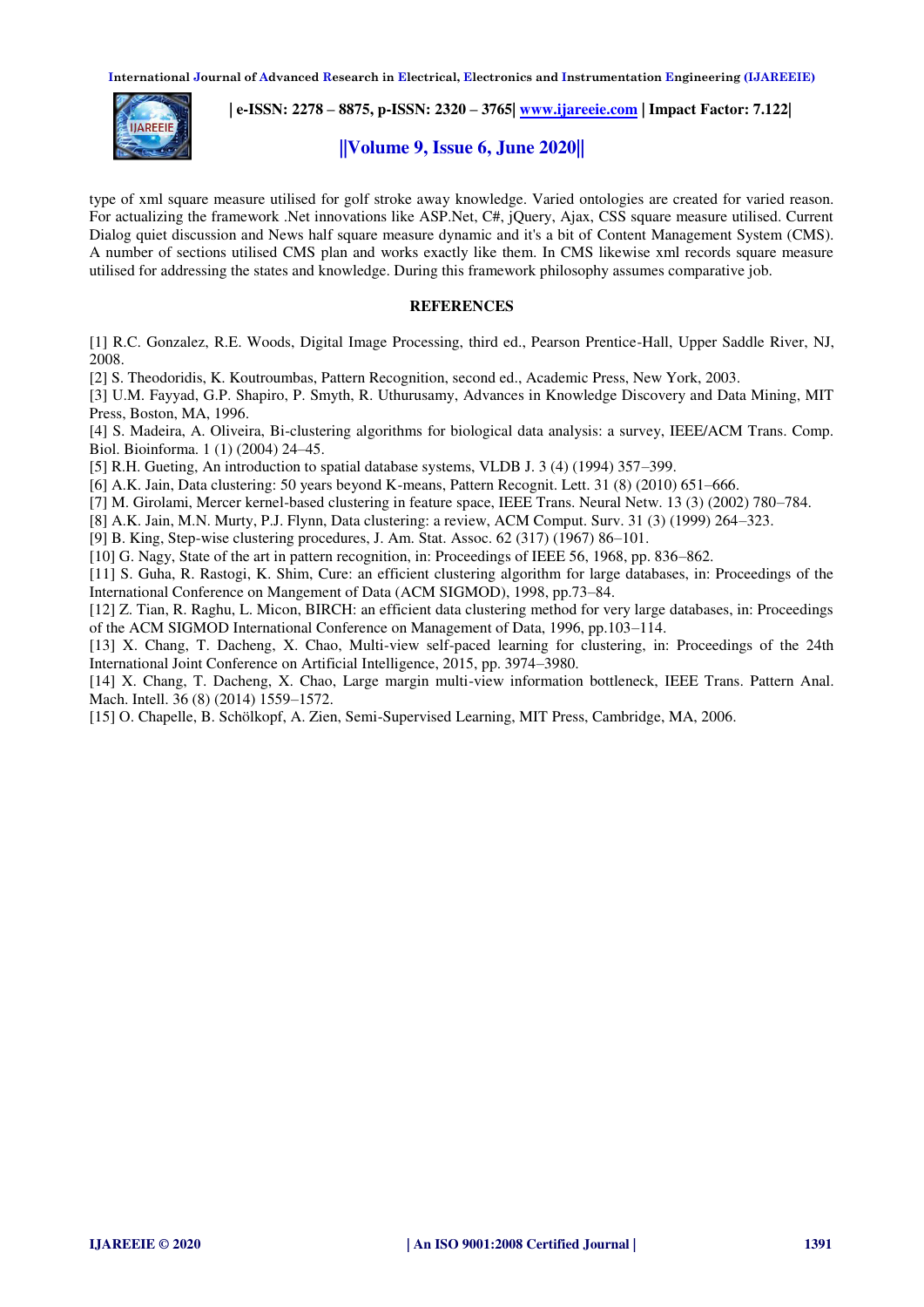type of xml square measure utilised for golf stroke away knowledge. Varied ontologies are created for varied reason. For actualizing the framework .Net innovations like ASP.Net, C#, jQuery, Ajax, CSS square measure utilised. Current Dialog quiet discussion and News half square measure dynamic and it's a bit of Content Management System (CMS). A number of sections utilised CMS plan and works exactly like them. In CMS likewise xml records square measure utilised for addressing the states and knowledge. During this framework philosophy assumes comparative job.

## REFERENCES

[1] R.C. Gonzalez, R.E. Woods, Digital Image Processing, third ed., Pearson Prentice-Hall, Upper Saddle River, NJ, 2008.

[2] S. Theodoridis, K. Koutroumbas, Pattern Recognition, second ed., Academic Press, New York, 2003.

[3] U.M. Fayyad, G.P. Shapiro, P. Smyth, R. Uthurusamy, Advances in Knowledge Discovery and Data Mining, MIT Press, Boston, MA, 1996.

[4] S. Madeira, A. Oliveira, Bi-clustering algorithms for biological data analysis: a survey, IEEE/ACM Trans. Comp. Biol. Bioinforma. 1 (1) (2004) 24–45.

[5] R.H. Gueting, An introduction to spatial database systems, VLDB J. 3 (4) (1994) 357–399.

[6] A.K. Jain, Data clustering: 50 years beyond K-means, Pattern Recognit. Lett. 31 (8) (2010) 651–666.

[7] M. Girolami, Mercer kernel-based clustering in feature space, IEEE Trans. Neural Netw. 13 (3) (2002) 780–784.

[8] A.K. Jain, M.N. Murty, P.J. Flynn, Data clustering: a review, ACM Comput. Surv. 31 (3) (1999) 264–323.

[9] B. King, Step-wise clustering procedures, J. Am. Stat. Assoc. 62 (317) (1967) 86–101.

[10] G. Nagy, State of the art in pattern recognition, in: Proceedings of IEEE 56, 1968, pp. 836–862.

[11] S. Guha, R. Rastogi, K. Shim, Cure: an efficient clustering algorithm for large databases, in: Proceedings of the International Conference on Mangement of Data (ACM SIGMOD), 1998, pp.73–84.

[12] Z. Tian, R. Raghu, L. Micon, BIRCH: an efficient data clustering method for very large databases, in: Proceedings of the ACM SIGMOD International Conference on Management of Data, 1996, pp.103–114.

[13] X. Chang, T. Dacheng, X. Chao, Multi-view self-paced learning for clustering, in: Proceedings of the 24th International Joint Conference on Artificial Intelligence, 2015, pp. 3974–3980.

[14] X. Chang, T. Dacheng, X. Chao, Large margin multi-view information bottleneck, IEEE Trans. Pattern Anal. Mach. Intell. 36 (8) (2014) 1559–1572.

[15] O. Chapelle, B. Schölkopf, A. Zien, Semi-Supervised Learning, MIT Press, Cambridge, MA, 2006.